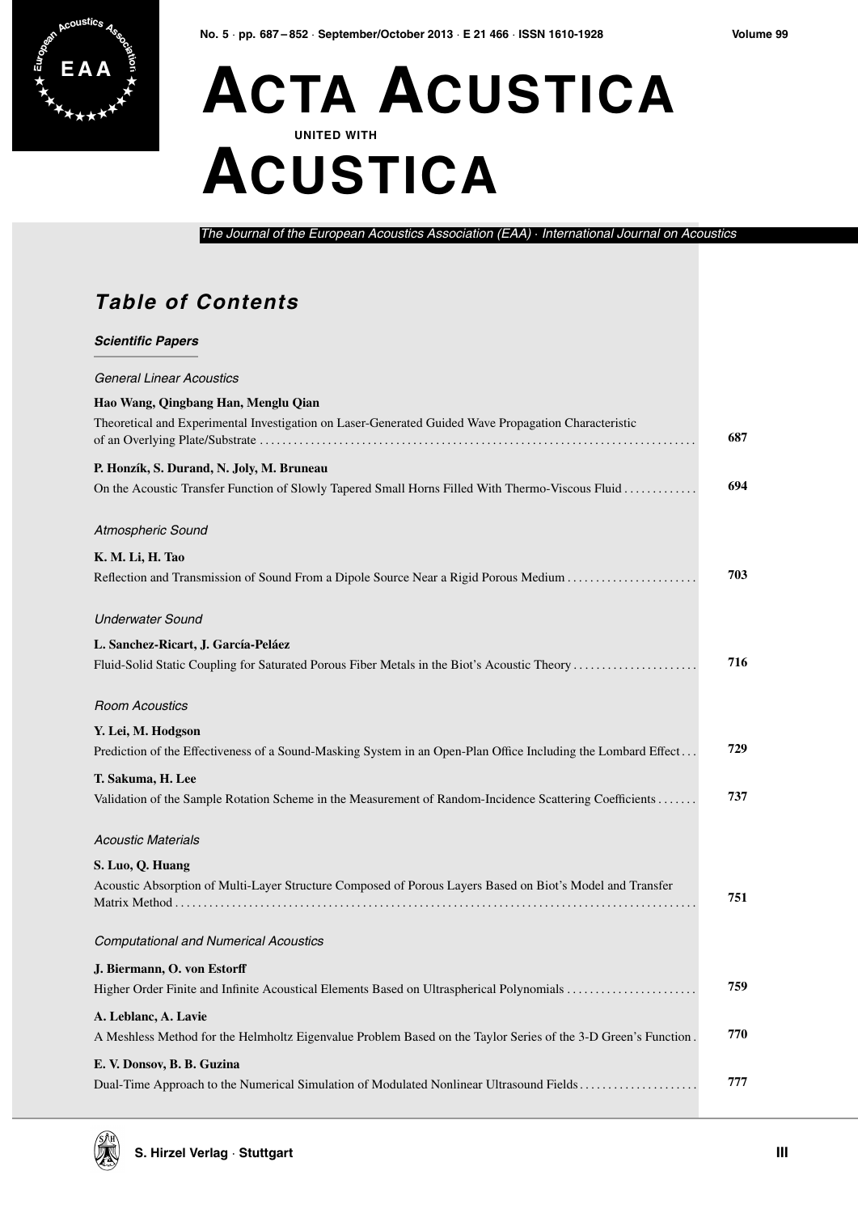# Acta Acustica united with Acustica

*The Journal of the European Acoustics Association (EAA) · International Journal on Acoustics*

## Table of Contents

### Scientific Papers

*General Linear Acoustics*

**Hao Wang, Qingbang Han, Menglu Qian**
Theoretical and Experimental Investigation on Laser-Generated Guided Wave Propagation Characteristic of an Overlying Plate/Substrate ... 687

**P. Honzík, S. Durand, N. Joly, M. Bruneau**
On the Acoustic Transfer Function of Slowly Tapered Small Horns Filled With Thermo-Viscous Fluid ... 694

*Atmospheric Sound*

**K. M. Li, H. Tao**
Reflection and Transmission of Sound From a Dipole Source Near a Rigid Porous Medium ... 703

*Underwater Sound*

**L. Sanchez-Ricart, J. García-Peláez**
Fluid-Solid Static Coupling for Saturated Porous Fiber Metals in the Biot's Acoustic Theory ... 716

*Room Acoustics*

**Y. Lei, M. Hodgson**
Prediction of the Effectiveness of a Sound-Masking System in an Open-Plan Office Including the Lombard Effect ... 729

**T. Sakuma, H. Lee**
Validation of the Sample Rotation Scheme in the Measurement of Random-Incidence Scattering Coefficients ... 737

*Acoustic Materials*

**S. Luo, Q. Huang**
Acoustic Absorption of Multi-Layer Structure Composed of Porous Layers Based on Biot's Model and Transfer Matrix Method ... 751

*Computational and Numerical Acoustics*

**J. Biermann, O. von Estorff**
Higher Order Finite and Infinite Acoustical Elements Based on Ultraspherical Polynomials ... 759

**A. Leblanc, A. Lavie**
A Meshless Method for the Helmholtz Eigenvalue Problem Based on the Taylor Series of the 3-D Green's Function . 770

**E. V. Donsov, B. B. Guzina**
Dual-Time Approach to the Numerical Simulation of Modulated Nonlinear Ultrasound Fields ... 777

S. Hirzel Verlag · Stuttgart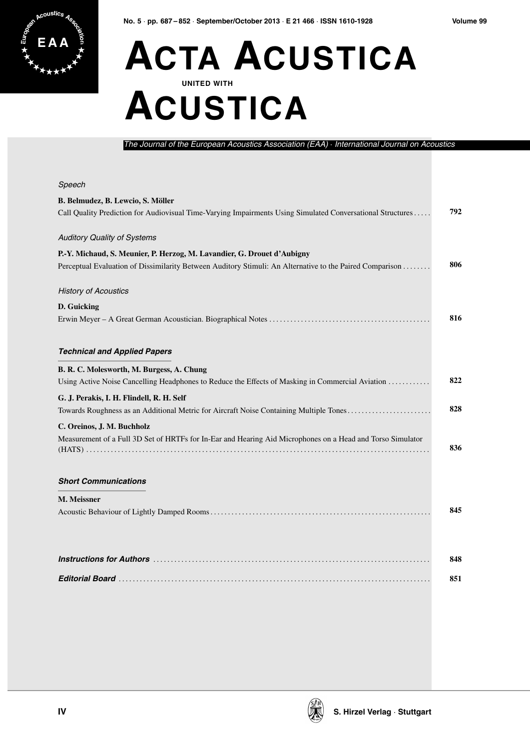# ACTA ACUSTICA UNITED WITH ACUSTICA

*The Journal of the European Acoustics Association (EAA) · International Journal on Acoustics*

*Speech*

**B. Belmudez, B. Lewcio, S. Möller**
Call Quality Prediction for Audiovisual Time-Varying Impairments Using Simulated Conversational Structures ..... **792**

*Auditory Quality of Systems*

**P.-Y. Michaud, S. Meunier, P. Herzog, M. Lavandier, G. Drouet d'Aubigny**
Perceptual Evaluation of Dissimilarity Between Auditory Stimuli: An Alternative to the Paired Comparison ........ **806**

*History of Acoustics*

**D. Guicking**
Erwin Meyer – A Great German Acoustician. Biographical Notes ..... **816**

## *Technical and Applied Papers*

**B. R. C. Molesworth, M. Burgess, A. Chung**
Using Active Noise Cancelling Headphones to Reduce the Effects of Masking in Commercial Aviation ............ **822**

**G. J. Perakis, I. H. Flindell, R. H. Self**
Towards Roughness as an Additional Metric for Aircraft Noise Containing Multiple Tones ..... **828**

**C. Oreinos, J. M. Buchholz**
Measurement of a Full 3D Set of HRTFs for In-Ear and Hearing Aid Microphones on a Head and Torso Simulator (HATS) ..... **836**

## *Short Communications*

**M. Meissner**
Acoustic Behaviour of Lightly Damped Rooms ..... **845**

***Instructions for Authors*** ..... **848**

***Editorial Board*** ..... **851**